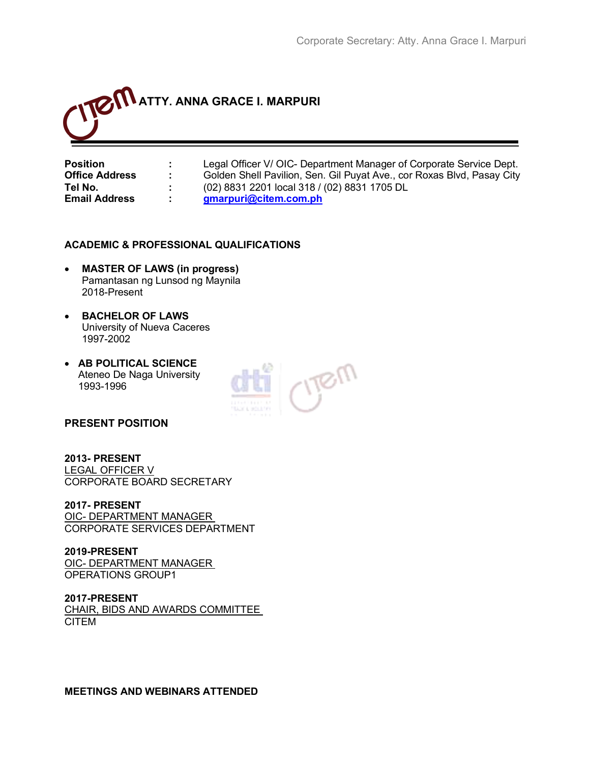# ATTY. ANNA GRACE I. MARPURI

| | | |
|---|---|---|
| **Position** | **:** | Legal Officer V/ OIC- Department Manager of Corporate Service Dept. |
| **Office Address** | **:** | Golden Shell Pavilion, Sen. Gil Puyat Ave., cor Roxas Blvd, Pasay City |
| **Tel No.** | **:** | (02) 8831 2201 local 318 / (02) 8831 1705 DL |
| **Email Address** | **:** | gmarpuri@citem.com.ph |

## ACADEMIC & PROFESSIONAL QUALIFICATIONS

- **MASTER OF LAWS (in progress)**
  Pamantasan ng Lunsod ng Maynila
  2018-Present

- **BACHELOR OF LAWS**
  University of Nueva Caceres
  1997-2002

- **AB POLITICAL SCIENCE**
  Ateneo De Naga University
  1993-1996

## PRESENT POSITION

**2013- PRESENT**
LEGAL OFFICER V
CORPORATE BOARD SECRETARY

**2017- PRESENT**
OIC- DEPARTMENT MANAGER
CORPORATE SERVICES DEPARTMENT

**2019-PRESENT**
OIC- DEPARTMENT MANAGER
OPERATIONS GROUP1

**2017-PRESENT**
CHAIR, BIDS AND AWARDS COMMITTEE
CITEM

## MEETINGS AND WEBINARS ATTENDED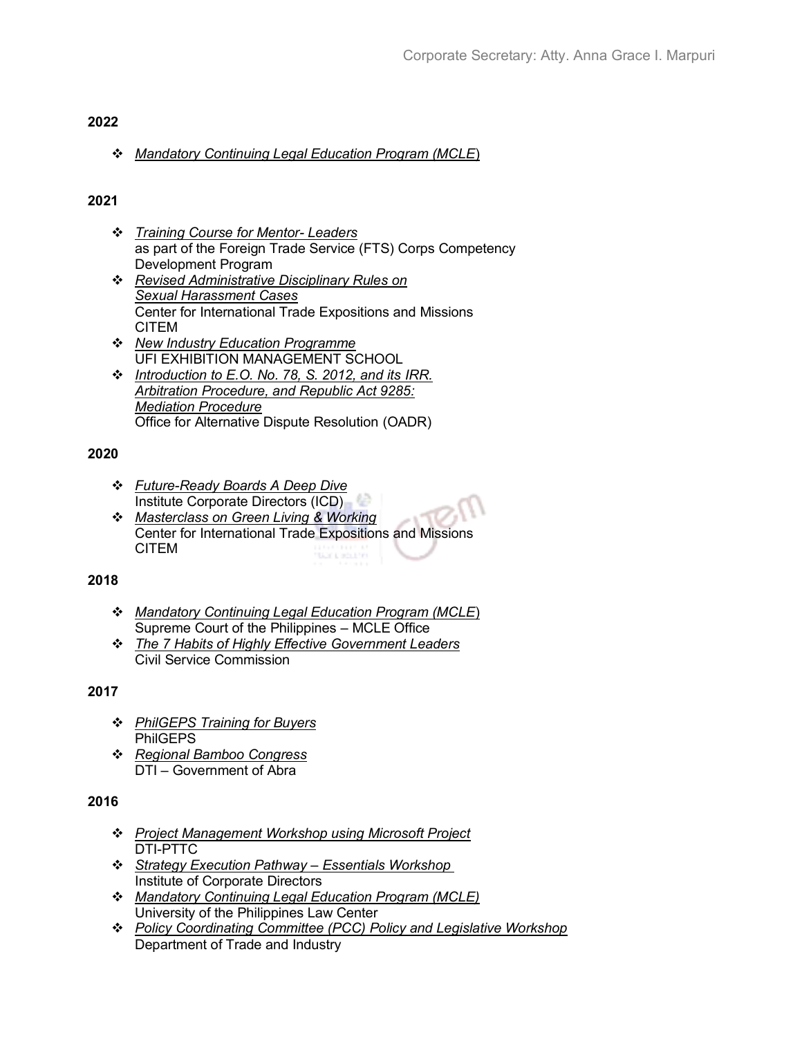## 2022

- *Mandatory Continuing Legal Education Program (MCLE*)

## 2021

- *Training Course for Mentor- Leaders*
  as part of the Foreign Trade Service (FTS) Corps Competency Development Program
- *Revised Administrative Disciplinary Rules on Sexual Harassment Cases*
  Center for International Trade Expositions and Missions
  CITEM
- *New Industry Education Programme*
  UFI EXHIBITION MANAGEMENT SCHOOL
- *Introduction to E.O. No. 78, S. 2012, and its IRR. Arbitration Procedure, and Republic Act 9285: Mediation Procedure*
  Office for Alternative Dispute Resolution (OADR)

## 2020

- *Future-Ready Boards A Deep Dive*
  Institute Corporate Directors (ICD)
- *Masterclass on Green Living & Working*
  Center for International Trade Expositions and Missions
  CITEM

## 2018

- *Mandatory Continuing Legal Education Program (MCLE*)
  Supreme Court of the Philippines – MCLE Office
- *The 7 Habits of Highly Effective Government Leaders*
  Civil Service Commission

## 2017

- *PhilGEPS Training for Buyers*
  PhilGEPS
- *Regional Bamboo Congress*
  DTI – Government of Abra

## 2016

- *Project Management Workshop using Microsoft Project*
  DTI-PTTC
- *Strategy Execution Pathway – Essentials Workshop*
  Institute of Corporate Directors
- *Mandatory Continuing Legal Education Program (MCLE)*
  University of the Philippines Law Center
- *Policy Coordinating Committee (PCC) Policy and Legislative Workshop*
  Department of Trade and Industry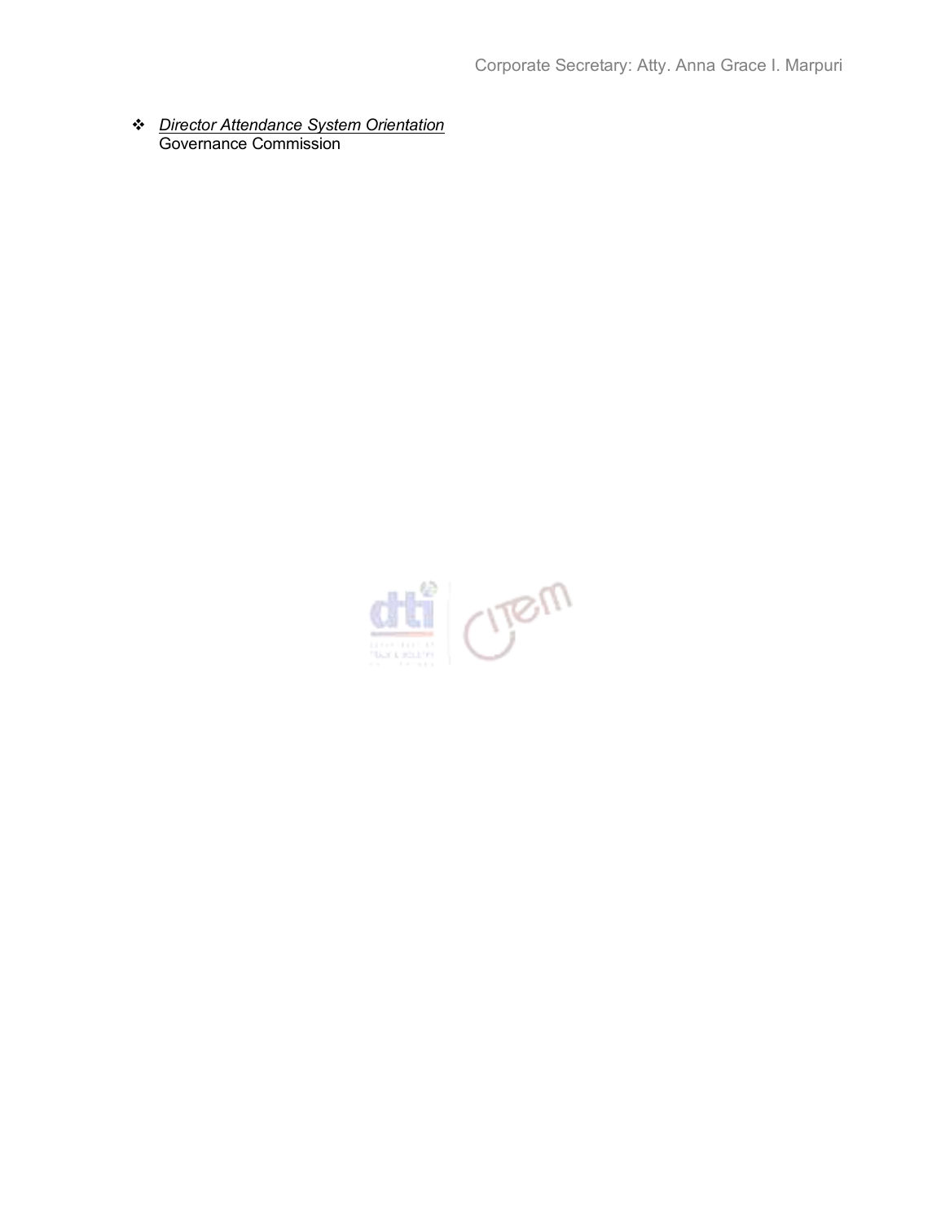- ***Director Attendance System Orientation***
  Governance Commission